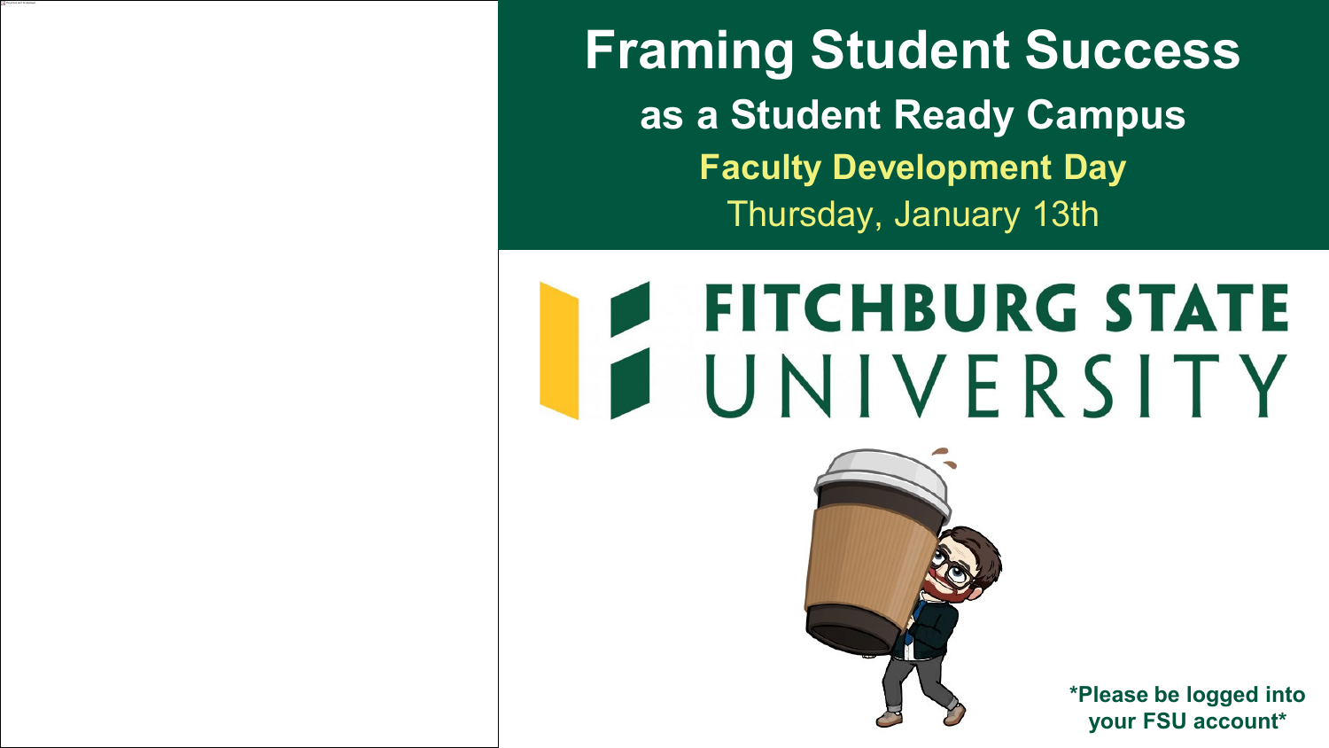# Framing Student Success

## as a Student Ready Campus

**Faculty Development Day**

Thursday, January 13th

FITCHBURG STATE UNIVERSITY

***Please be logged into your FSU account***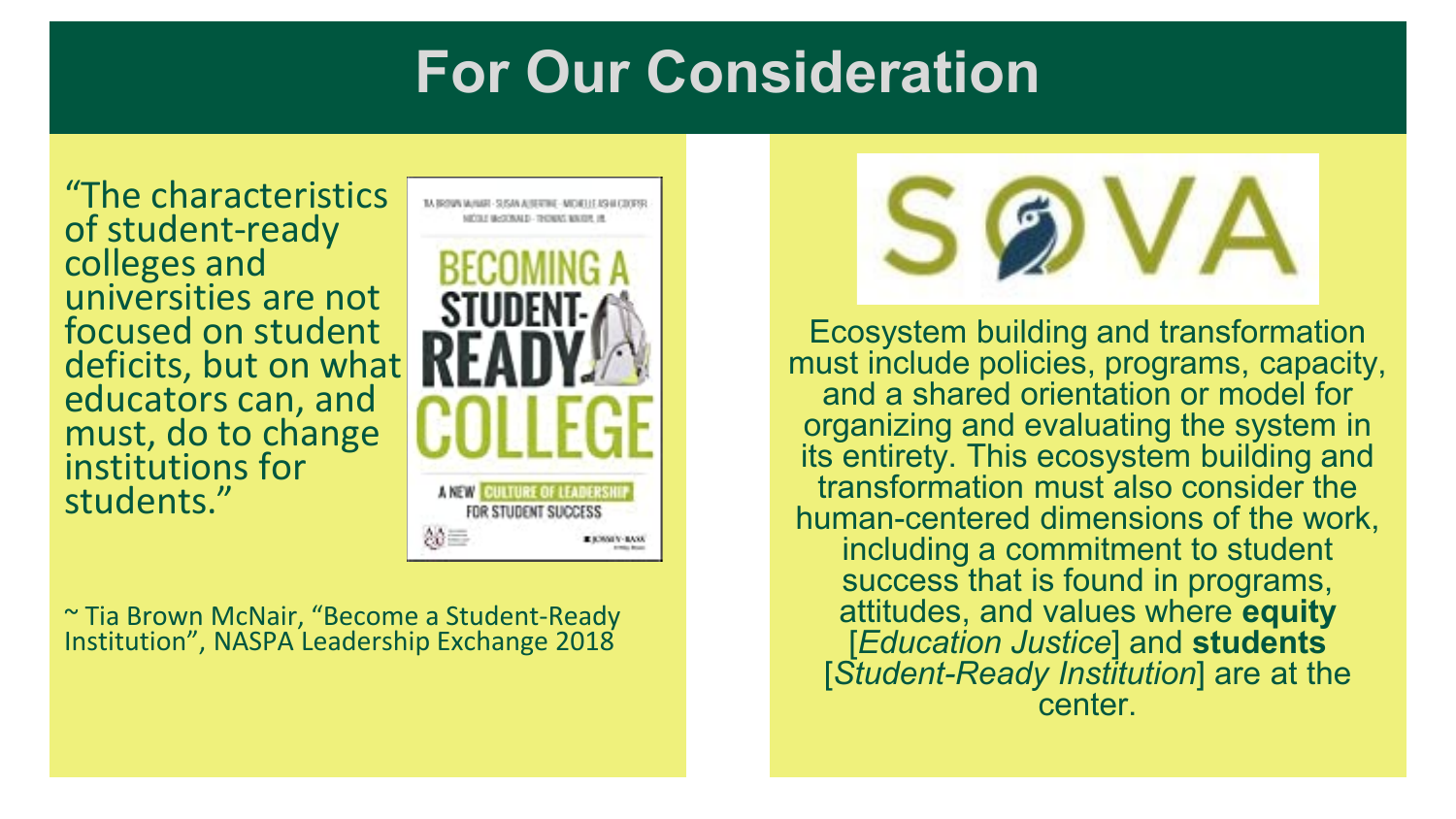# For Our Consideration

"The characteristics of student-ready colleges and universities are not focused on student deficits, but on what educators can, and must, do to change institutions for students."

~ Tia Brown McNair, "Become a Student-Ready Institution", NASPA Leadership Exchange 2018

Ecosystem building and transformation must include policies, programs, capacity, and a shared orientation or model for organizing and evaluating the system in its entirety. This ecosystem building and transformation must also consider the human-centered dimensions of the work, including a commitment to student success that is found in programs, attitudes, and values where **equity** [*Education Justice*] and **students** [*Student-Ready Institution*] are at the center.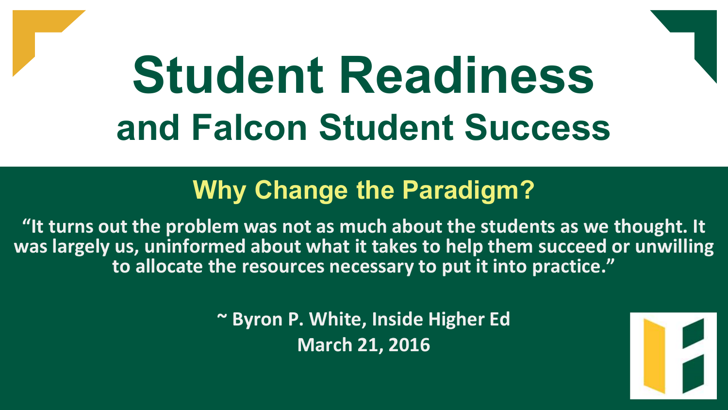# Student Readiness

## and Falcon Student Success

### Why Change the Paradigm?

**"It turns out the problem was not as much about the students as we thought. It was largely us, uninformed about what it takes to help them succeed or unwilling to allocate the resources necessary to put it into practice."**

**~ Byron P. White, Inside Higher Ed**
**March 21, 2016**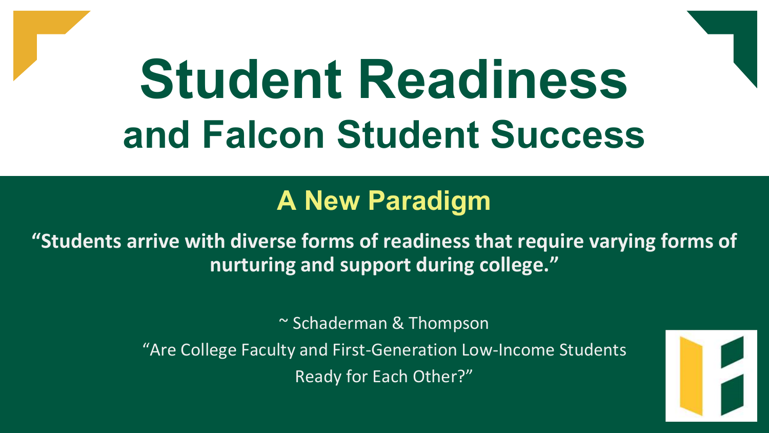# Student Readiness

## and Falcon Student Success

### A New Paradigm

**"Students arrive with diverse forms of readiness that require varying forms of nurturing and support during college."**

~ Schaderman & Thompson

"Are College Faculty and First-Generation Low-Income Students Ready for Each Other?"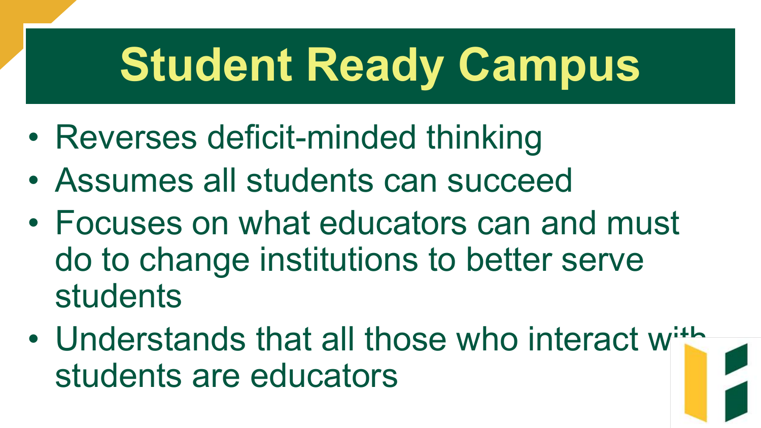# Student Ready Campus

- Reverses deficit-minded thinking
- Assumes all students can succeed
- Focuses on what educators can and must do to change institutions to better serve students
- Understands that all those who interact with students are educators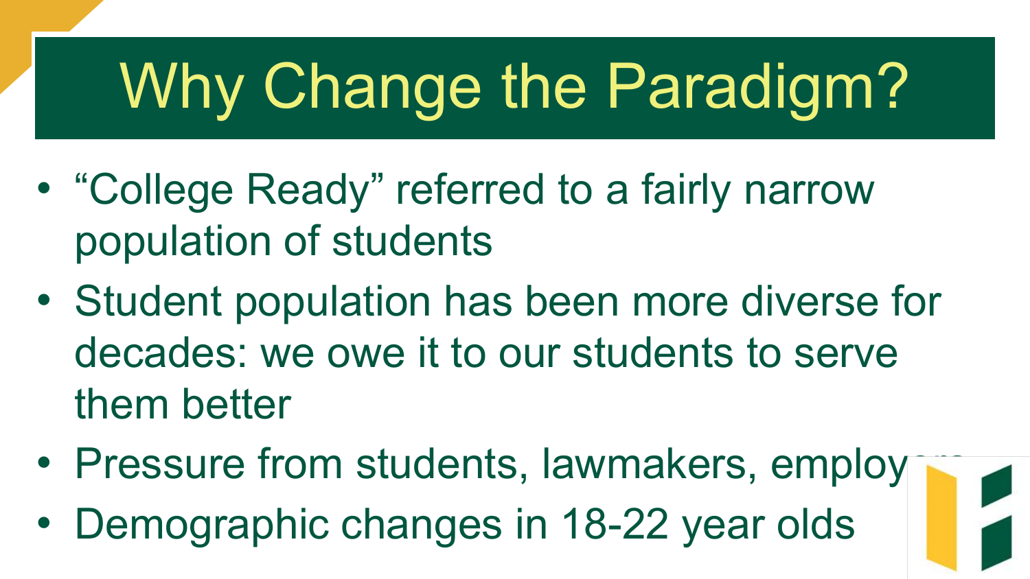# Why Change the Paradigm?

- "College Ready" referred to a fairly narrow population of students
- Student population has been more diverse for decades: we owe it to our students to serve them better
- Pressure from students, lawmakers, employers
- Demographic changes in 18-22 year olds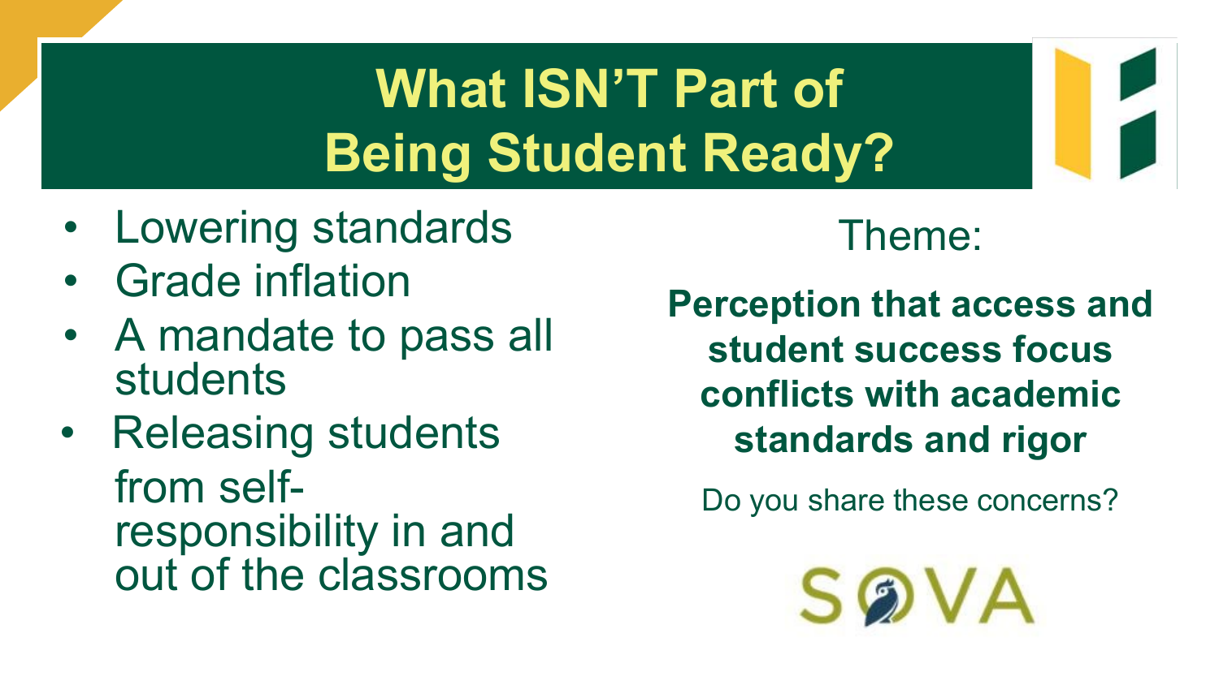# What ISN'T Part of Being Student Ready?

- Lowering standards
- Grade inflation
- A mandate to pass all students
- Releasing students from self-responsibility in and out of the classrooms

Theme:

**Perception that access and student success focus conflicts with academic standards and rigor**

Do you share these concerns?

SOVA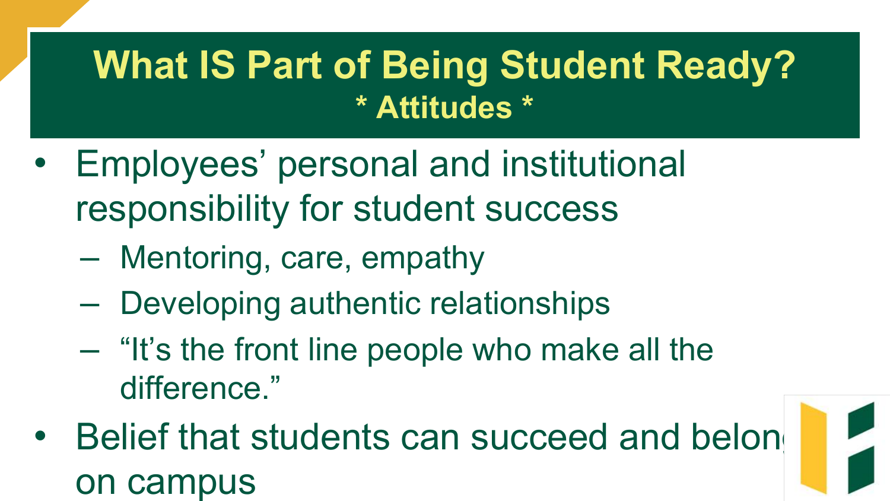# What IS Part of Being Student Ready?

## * Attitudes *

- Employees' personal and institutional responsibility for student success
  - Mentoring, care, empathy
  - Developing authentic relationships
  - "It's the front line people who make all the difference."
- Belief that students can succeed and belong on campus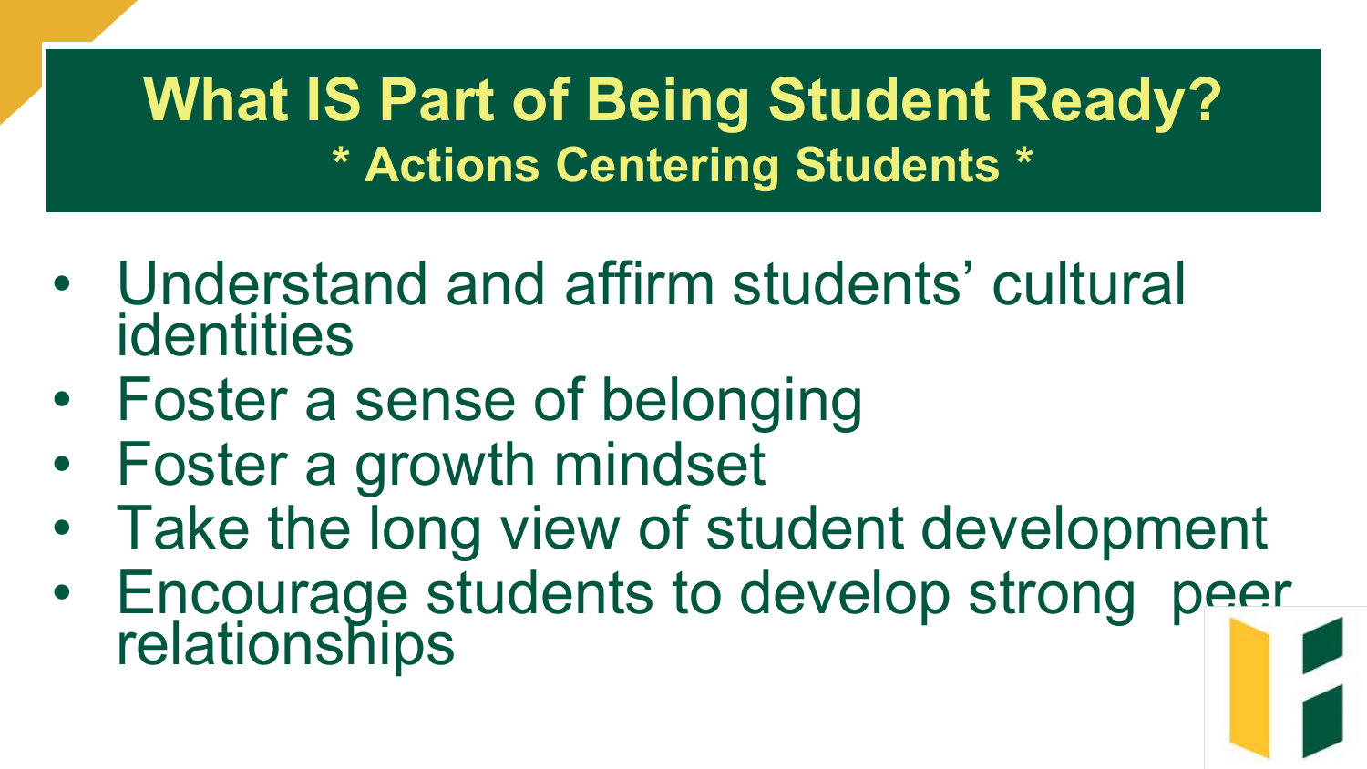# What IS Part of Being Student Ready?

## * Actions Centering Students *

- Understand and affirm students’ cultural identities
- Foster a sense of belonging
- Foster a growth mindset
- Take the long view of student development
- Encourage students to develop strong peer relationships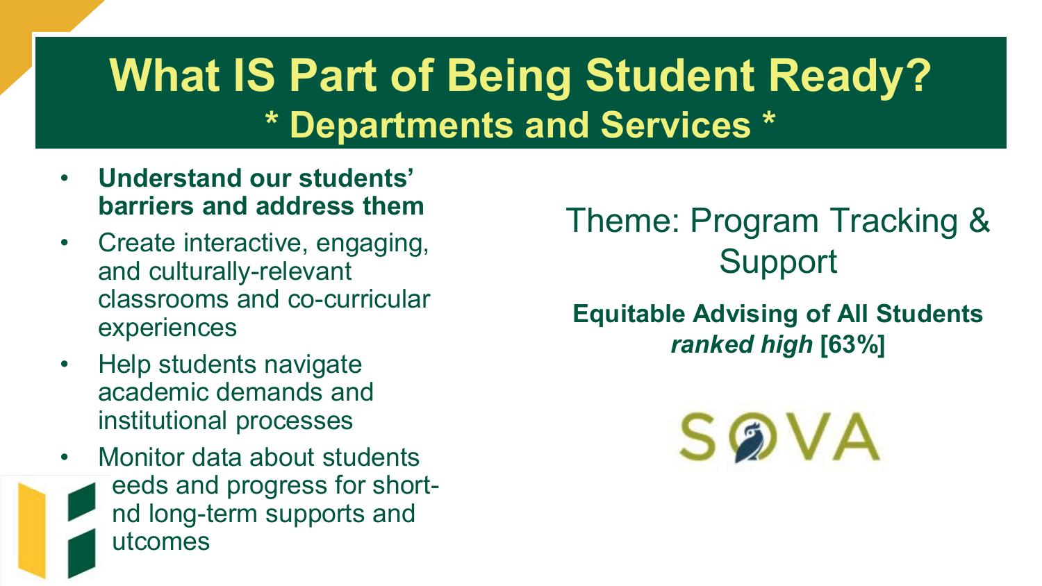# What IS Part of Being Student Ready?

## * Departments and Services *

- **Understand our students' barriers and address them**
- Create interactive, engaging, and culturally-relevant classrooms and co-curricular experiences
- Help students navigate academic demands and institutional processes
- Monitor data about students eeds and progress for short- nd long-term supports and utcomes

Theme: Program Tracking & Support

**Equitable Advising of All Students** ***ranked high*** **[63%]**

SOVA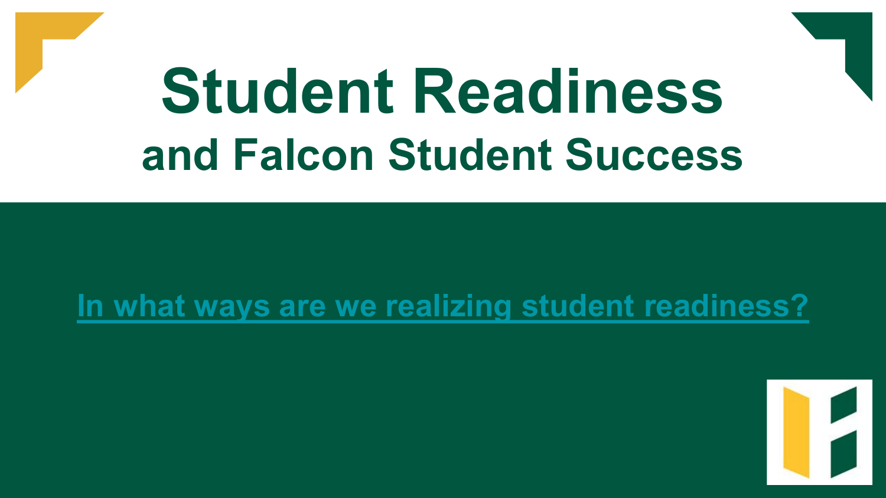# Student Readiness

## and Falcon Student Success

In what ways are we realizing student readiness?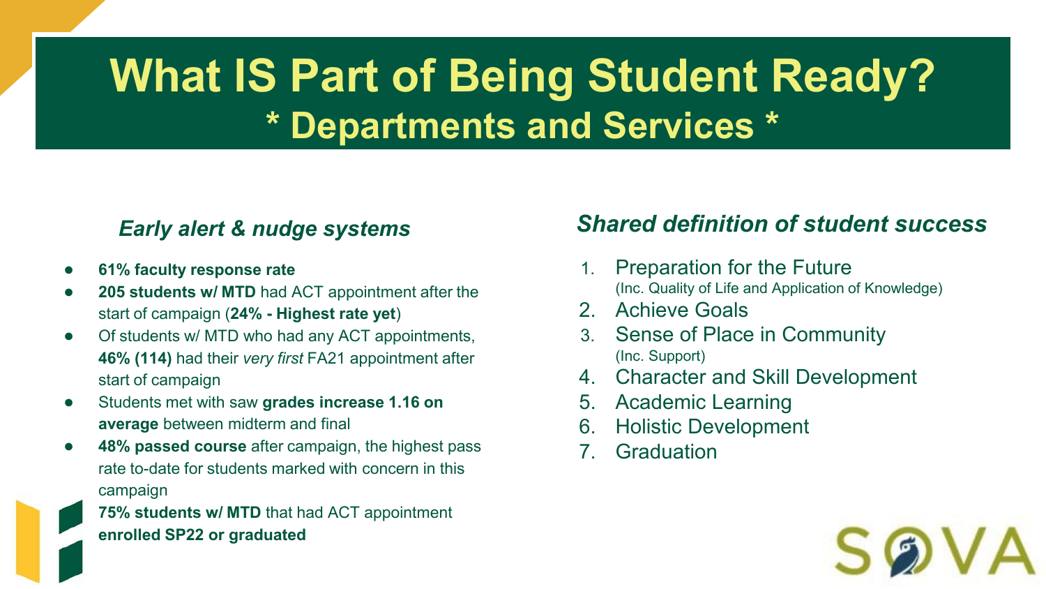# What IS Part of Being Student Ready?
## * Departments and Services *

### *Early alert & nudge systems*

- **61% faculty response rate**
- **205 students w/ MTD** had ACT appointment after the start of campaign (**24% - Highest rate yet**)
- Of students w/ MTD who had any ACT appointments, **46% (114)** had their *very first* FA21 appointment after start of campaign
- Students met with saw **grades increase 1.16 on average** between midterm and final
- **48% passed course** after campaign, the highest pass rate to-date for students marked with concern in this campaign
- **75% students w/ MTD** that had ACT appointment **enrolled SP22 or graduated**

### *Shared definition of student success*

1. Preparation for the Future
   (Inc. Quality of Life and Application of Knowledge)
2. Achieve Goals
3. Sense of Place in Community
   (Inc. Support)
4. Character and Skill Development
5. Academic Learning
6. Holistic Development
7. Graduation

SOVA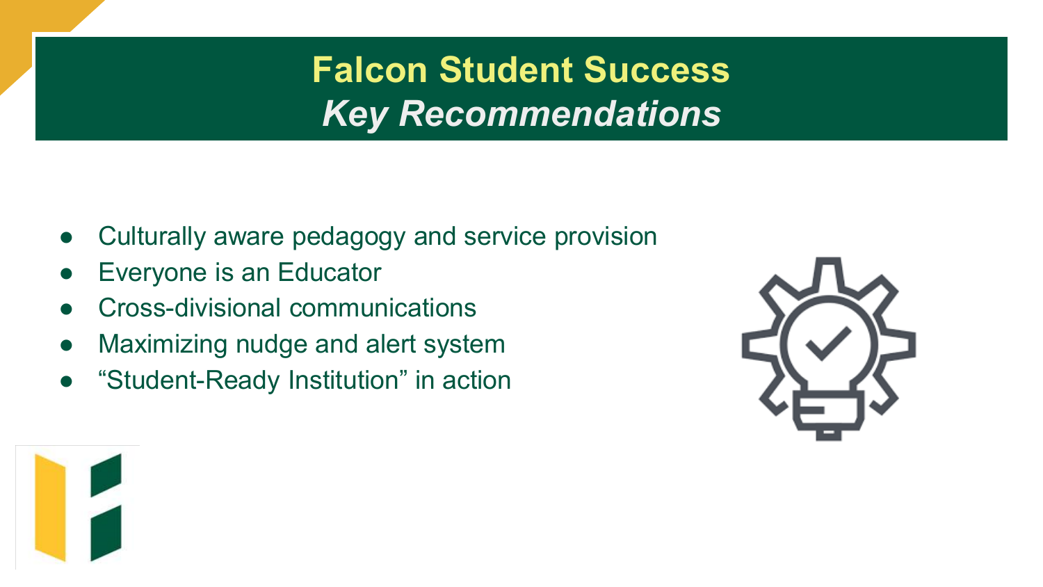# Falcon Student Success

## *Key Recommendations*

- Culturally aware pedagogy and service provision
- Everyone is an Educator
- Cross-divisional communications
- Maximizing nudge and alert system
- "Student-Ready Institution" in action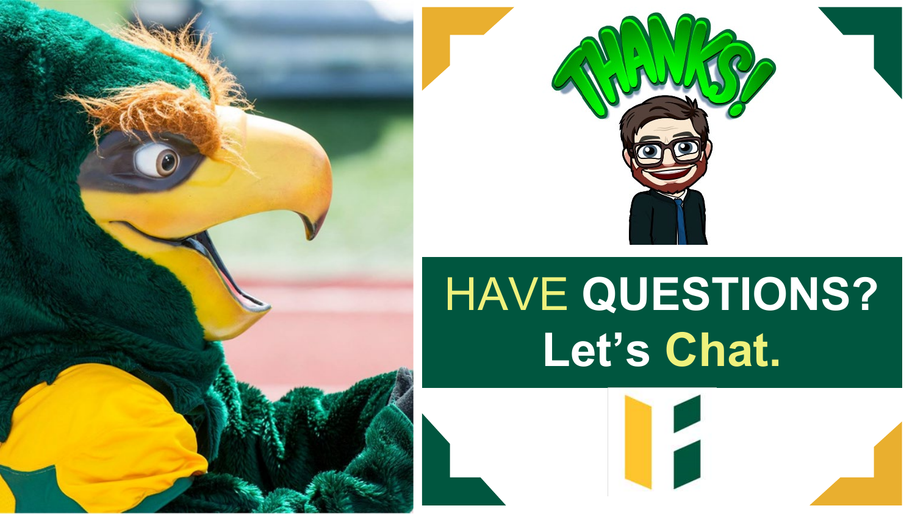THANKS!

# HAVE QUESTIONS? Let's Chat.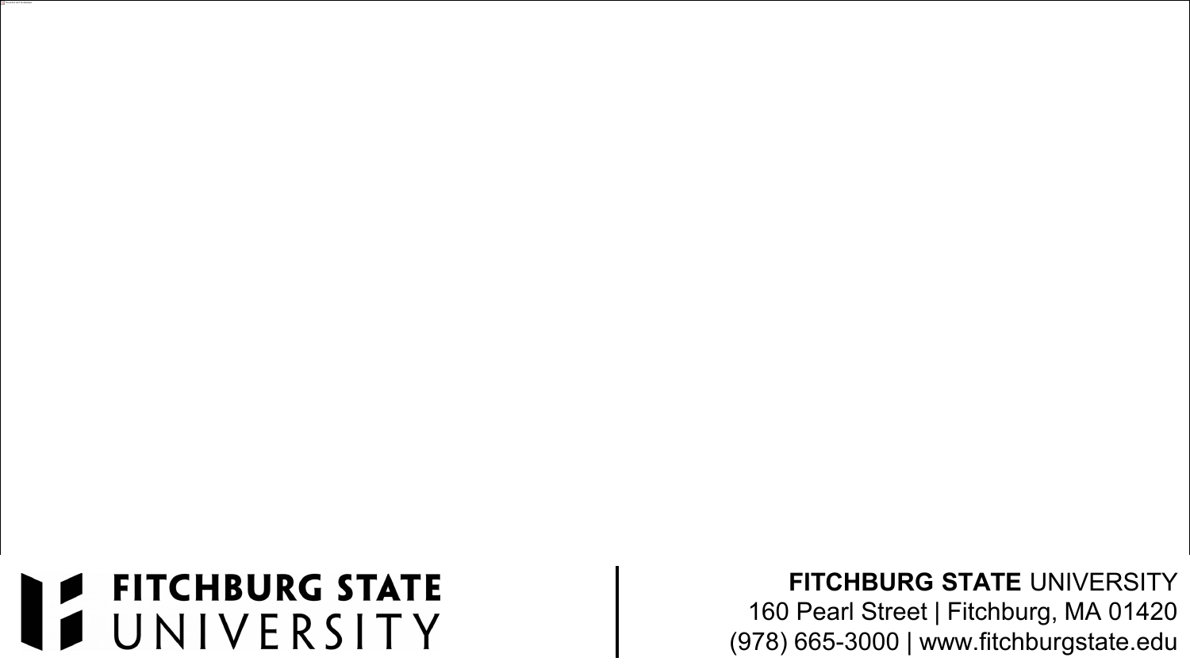FITCHBURG STATE
UNIVERSITY

**FITCHBURG STATE** UNIVERSITY
160 Pearl Street | Fitchburg, MA 01420
(978) 665-3000 | www.fitchburgstate.edu